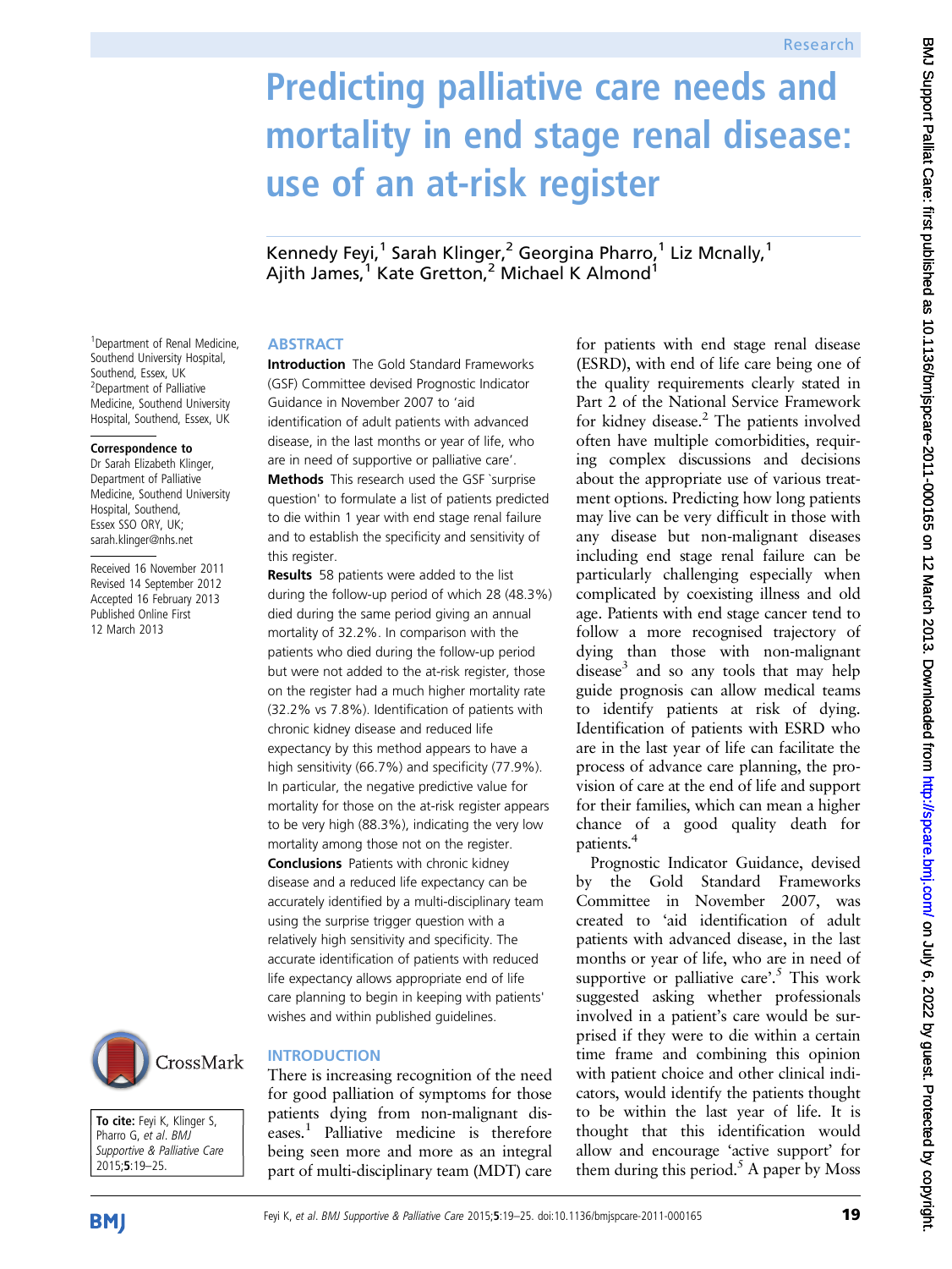# Predicting palliative care needs and mortality in end stage renal disease: use of an at-risk register

Kennedy Feyi,[1] Sarah Klinger,[2] Georgina Pharro,[1] Liz Mcnally,[1] Ajith James,[1] Kate Gretton,[2] Michael K Almond[1]

[1]Department of Renal Medicine, Southend University Hospital, Southend, Essex, UK
[2]Department of Palliative Medicine, Southend University Hospital, Southend, Essex, UK

**Correspondence to**
Dr Sarah Elizabeth Klinger, Department of Palliative Medicine, Southend University Hospital, Southend, Essex SSO ORY, UK; sarah.klinger@nhs.net

Received 16 November 2011
Revised 14 September 2012
Accepted 16 February 2013
Published Online First 12 March 2013

**To cite:** Feyi K, Klinger S, Pharro G, *et al*. *BMJ Supportive & Palliative Care* 2015;**5**:19–25.

## ABSTRACT

**Introduction** The Gold Standard Frameworks (GSF) Committee devised Prognostic Indicator Guidance in November 2007 to 'aid identification of adult patients with advanced disease, in the last months or year of life, who are in need of supportive or palliative care'.

**Methods** This research used the GSF 'surprise question' to formulate a list of patients predicted to die within 1 year with end stage renal failure and to establish the specificity and sensitivity of this register.

**Results** 58 patients were added to the list during the follow-up period of which 28 (48.3%) died during the same period giving an annual mortality of 32.2%. In comparison with the patients who died during the follow-up period but were not added to the at-risk register, those on the register had a much higher mortality rate (32.2% vs 7.8%). Identification of patients with chronic kidney disease and reduced life expectancy by this method appears to have a high sensitivity (66.7%) and specificity (77.9%). In particular, the negative predictive value for mortality for those on the at-risk register appears to be very high (88.3%), indicating the very low mortality among those not on the register.

**Conclusions** Patients with chronic kidney disease and a reduced life expectancy can be accurately identified by a multi-disciplinary team using the surprise trigger question with a relatively high sensitivity and specificity. The accurate identification of patients with reduced life expectancy allows appropriate end of life care planning to begin in keeping with patients' wishes and within published guidelines.

## INTRODUCTION

There is increasing recognition of the need for good palliation of symptoms for those patients dying from non-malignant diseases.[1] Palliative medicine is therefore being seen more and more as an integral part of multi-disciplinary team (MDT) care for patients with end stage renal disease (ESRD), with end of life care being one of the quality requirements clearly stated in Part 2 of the National Service Framework for kidney disease.[2] The patients involved often have multiple comorbidities, requiring complex discussions and decisions about the appropriate use of various treatment options. Predicting how long patients may live can be very difficult in those with any disease but non-malignant diseases including end stage renal failure can be particularly challenging especially when complicated by coexisting illness and old age. Patients with end stage cancer tend to follow a more recognised trajectory of dying than those with non-malignant disease[3] and so any tools that may help guide prognosis can allow medical teams to identify patients at risk of dying. Identification of patients with ESRD who are in the last year of life can facilitate the process of advance care planning, the provision of care at the end of life and support for their families, which can mean a higher chance of a good quality death for patients.[4]

Prognostic Indicator Guidance, devised by the Gold Standard Frameworks Committee in November 2007, was created to 'aid identification of adult patients with advanced disease, in the last months or year of life, who are in need of supportive or palliative care'.[5] This work suggested asking whether professionals involved in a patient's care would be surprised if they were to die within a certain time frame and combining this opinion with patient choice and other clinical indicators, would identify the patients thought to be within the last year of life. It is thought that this identification would allow and encourage 'active support' for them during this period.[5] A paper by Moss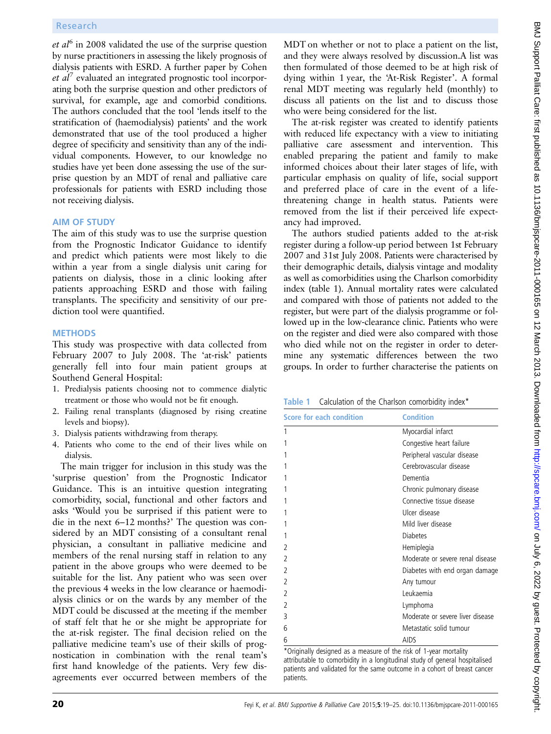*et al*[6] in 2008 validated the use of the surprise question by nurse practitioners in assessing the likely prognosis of dialysis patients with ESRD. A further paper by Cohen *et al*[7] evaluated an integrated prognostic tool incorporating both the surprise question and other predictors of survival, for example, age and comorbid conditions. The authors concluded that the tool 'lends itself to the stratification of (haemodialysis) patients' and the work demonstrated that use of the tool produced a higher degree of specificity and sensitivity than any of the individual components. However, to our knowledge no studies have yet been done assessing the use of the surprise question by an MDT of renal and palliative care professionals for patients with ESRD including those not receiving dialysis.

## AIM OF STUDY

The aim of this study was to use the surprise question from the Prognostic Indicator Guidance to identify and predict which patients were most likely to die within a year from a single dialysis unit caring for patients on dialysis, those in a clinic looking after patients approaching ESRD and those with failing transplants. The specificity and sensitivity of our prediction tool were quantified.

## METHODS

This study was prospective with data collected from February 2007 to July 2008. The 'at-risk' patients generally fell into four main patient groups at Southend General Hospital:

1. Predialysis patients choosing not to commence dialytic treatment or those who would not be fit enough.
2. Failing renal transplants (diagnosed by rising creatine levels and biopsy).
3. Dialysis patients withdrawing from therapy.
4. Patients who come to the end of their lives while on dialysis.

The main trigger for inclusion in this study was the 'surprise question' from the Prognostic Indicator Guidance. This is an intuitive question integrating comorbidity, social, functional and other factors and asks 'Would you be surprised if this patient were to die in the next 6–12 months?' The question was considered by an MDT consisting of a consultant renal physician, a consultant in palliative medicine and members of the renal nursing staff in relation to any patient in the above groups who were deemed to be suitable for the list. Any patient who was seen over the previous 4 weeks in the low clearance or haemodialysis clinics or on the wards by any member of the MDT could be discussed at the meeting if the member of staff felt that he or she might be appropriate for the at-risk register. The final decision relied on the palliative medicine team's use of their skills of prognostication in combination with the renal team's first hand knowledge of the patients. Very few disagreements ever occurred between members of the MDT on whether or not to place a patient on the list, and they were always resolved by discussion.A list was then formulated of those deemed to be at high risk of dying within 1 year, the 'At-Risk Register'. A formal renal MDT meeting was regularly held (monthly) to discuss all patients on the list and to discuss those who were being considered for the list.

The at-risk register was created to identify patients with reduced life expectancy with a view to initiating palliative care assessment and intervention. This enabled preparing the patient and family to make informed choices about their later stages of life, with particular emphasis on quality of life, social support and preferred place of care in the event of a life-threatening change in health status. Patients were removed from the list if their perceived life expectancy had improved.

The authors studied patients added to the at-risk register during a follow-up period between 1st February 2007 and 31st July 2008. Patients were characterised by their demographic details, dialysis vintage and modality as well as comorbidities using the Charlson comorbidity index (table 1). Annual mortality rates were calculated and compared with those of patients not added to the register, but were part of the dialysis programme or followed up in the low-clearance clinic. Patients who were on the register and died were also compared with those who died while not on the register in order to determine any systematic differences between the two groups. In order to further characterise the patients on

**Table 1** Calculation of the Charlson comorbidity index*

| Score for each condition | Condition |
|---|---|
| 1 | Myocardial infarct |
| 1 | Congestive heart failure |
| 1 | Peripheral vascular disease |
| 1 | Cerebrovascular disease |
| 1 | Dementia |
| 1 | Chronic pulmonary disease |
| 1 | Connective tissue disease |
| 1 | Ulcer disease |
| 1 | Mild liver disease |
| 1 | Diabetes |
| 2 | Hemiplegia |
| 2 | Moderate or severe renal disease |
| 2 | Diabetes with end organ damage |
| 2 | Any tumour |
| 2 | Leukaemia |
| 2 | Lymphoma |
| 3 | Moderate or severe liver disease |
| 6 | Metastatic solid tumour |
| 6 | AIDS |

*Originally designed as a measure of the risk of 1-year mortality attributable to comorbidity in a longitudinal study of general hospitalised patients and validated for the same outcome in a cohort of breast cancer patients.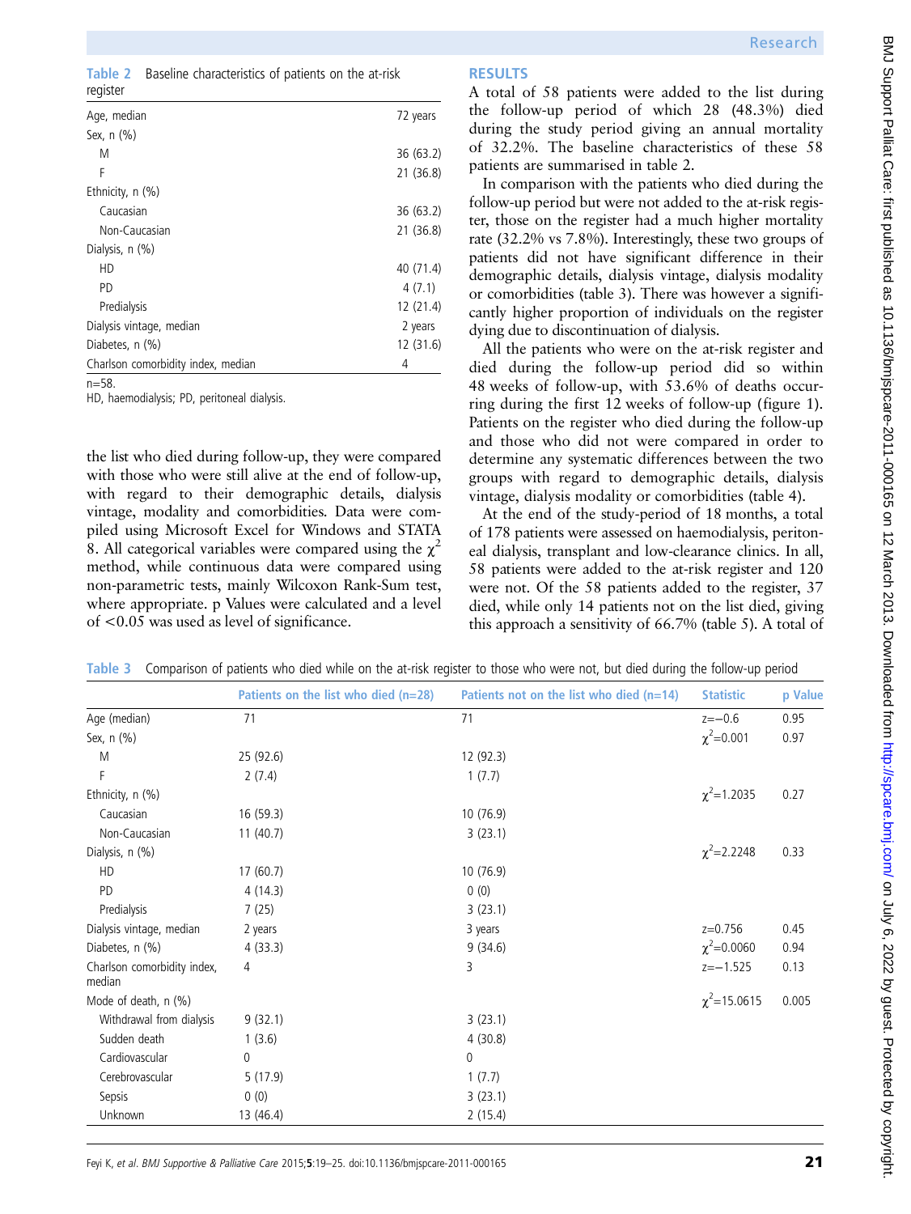**Table 2** Baseline characteristics of patients on the at-risk register

| | |
|---|---|
| Age, median | 72 years |
| Sex, n (%) | |
| M | 36 (63.2) |
| F | 21 (36.8) |
| Ethnicity, n (%) | |
| Caucasian | 36 (63.2) |
| Non-Caucasian | 21 (36.8) |
| Dialysis, n (%) | |
| HD | 40 (71.4) |
| PD | 4 (7.1) |
| Predialysis | 12 (21.4) |
| Dialysis vintage, median | 2 years |
| Diabetes, n (%) | 12 (31.6) |
| Charlson comorbidity index, median | 4 |

n=58.
HD, haemodialysis; PD, peritoneal dialysis.

the list who died during follow-up, they were compared with those who were still alive at the end of follow-up, with regard to their demographic details, dialysis vintage, modality and comorbidities. Data were compiled using Microsoft Excel for Windows and STATA 8. All categorical variables were compared using the $\chi^2$ method, while continuous data were compared using non-parametric tests, mainly Wilcoxon Rank-Sum test, where appropriate. p Values were calculated and a level of <0.05 was used as level of significance.

## RESULTS

A total of 58 patients were added to the list during the follow-up period of which 28 (48.3%) died during the study period giving an annual mortality of 32.2%. The baseline characteristics of these 58 patients are summarised in table 2.

In comparison with the patients who died during the follow-up period but were not added to the at-risk register, those on the register had a much higher mortality rate (32.2% vs 7.8%). Interestingly, these two groups of patients did not have significant difference in their demographic details, dialysis vintage, dialysis modality or comorbidities (table 3). There was however a significantly higher proportion of individuals on the register dying due to discontinuation of dialysis.

All the patients who were on the at-risk register and died during the follow-up period did so within 48 weeks of follow-up, with 53.6% of deaths occurring during the first 12 weeks of follow-up (figure 1). Patients on the register who died during the follow-up and those who did not were compared in order to determine any systematic differences between the two groups with regard to demographic details, dialysis vintage, dialysis modality or comorbidities (table 4).

At the end of the study-period of 18 months, a total of 178 patients were assessed on haemodialysis, peritoneal dialysis, transplant and low-clearance clinics. In all, 58 patients were added to the at-risk register and 120 were not. Of the 58 patients added to the register, 37 died, while only 14 patients not on the list died, giving this approach a sensitivity of 66.7% (table 5). A total of

**Table 3** Comparison of patients who died while on the at-risk register to those who were not, but died during the follow-up period

| | Patients on the list who died (n=28) | Patients not on the list who died (n=14) | Statistic | p Value |
|---|---|---|---|---|
| Age (median) | 71 | 71 | z=−0.6 | 0.95 |
| Sex, n (%) | | | $\chi^2$=0.001 | 0.97 |
| M | 25 (92.6) | 12 (92.3) | | |
| F | 2 (7.4) | 1 (7.7) | | |
| Ethnicity, n (%) | | | $\chi^2$=1.2035 | 0.27 |
| Caucasian | 16 (59.3) | 10 (76.9) | | |
| Non-Caucasian | 11 (40.7) | 3 (23.1) | | |
| Dialysis, n (%) | | | $\chi^2$=2.2248 | 0.33 |
| HD | 17 (60.7) | 10 (76.9) | | |
| PD | 4 (14.3) | 0 (0) | | |
| Predialysis | 7 (25) | 3 (23.1) | | |
| Dialysis vintage, median | 2 years | 3 years | z=0.756 | 0.45 |
| Diabetes, n (%) | 4 (33.3) | 9 (34.6) | $\chi^2$=0.0060 | 0.94 |
| Charlson comorbidity index, median | 4 | 3 | z=−1.525 | 0.13 |
| Mode of death, n (%) | | | $\chi^2$=15.0615 | 0.005 |
| Withdrawal from dialysis | 9 (32.1) | 3 (23.1) | | |
| Sudden death | 1 (3.6) | 4 (30.8) | | |
| Cardiovascular | 0 | 0 | | |
| Cerebrovascular | 5 (17.9) | 1 (7.7) | | |
| Sepsis | 0 (0) | 3 (23.1) | | |
| Unknown | 13 (46.4) | 2 (15.4) | | |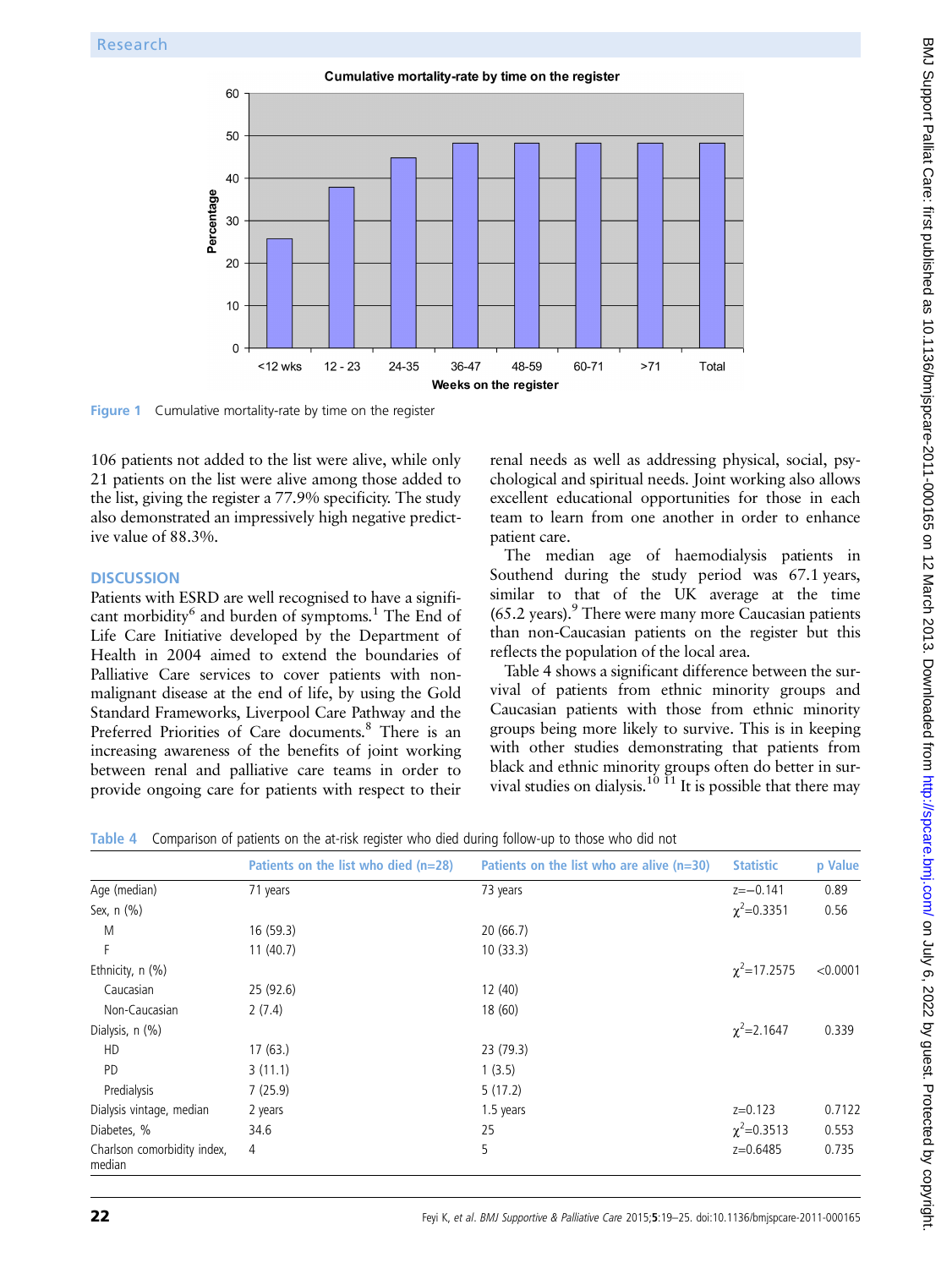Figure 1 Cumulative mortality-rate by time on the register

106 patients not added to the list were alive, while only 21 patients on the list were alive among those added to the list, giving the register a 77.9% specificity. The study also demonstrated an impressively high negative predictive value of 88.3%.

## DISCUSSION

Patients with ESRD are well recognised to have a significant morbidity[6] and burden of symptoms.[1] The End of Life Care Initiative developed by the Department of Health in 2004 aimed to extend the boundaries of Palliative Care services to cover patients with non-malignant disease at the end of life, by using the Gold Standard Frameworks, Liverpool Care Pathway and the Preferred Priorities of Care documents.[8] There is an increasing awareness of the benefits of joint working between renal and palliative care teams in order to provide ongoing care for patients with respect to their renal needs as well as addressing physical, social, psychological and spiritual needs. Joint working also allows excellent educational opportunities for those in each team to learn from one another in order to enhance patient care.

The median age of haemodialysis patients in Southend during the study period was 67.1 years, similar to that of the UK average at the time (65.2 years).[9] There were many more Caucasian patients than non-Caucasian patients on the register but this reflects the population of the local area.

Table 4 shows a significant difference between the survival of patients from ethnic minority groups and Caucasian patients with those from ethnic minority groups being more likely to survive. This is in keeping with other studies demonstrating that patients from black and ethnic minority groups often do better in survival studies on dialysis.[10 11] It is possible that there may

Table 4 Comparison of patients on the at-risk register who died during follow-up to those who did not

| | Patients on the list who died (n=28) | Patients on the list who are alive (n=30) | Statistic | p Value |
|---|---|---|---|---|
| Age (median) | 71 years | 73 years | $z=-0.141$ | 0.89 |
| Sex, n (%) | | | $\chi^2=0.3351$ | 0.56 |
| M | 16 (59.3) | 20 (66.7) | | |
| F | 11 (40.7) | 10 (33.3) | | |
| Ethnicity, n (%) | | | $\chi^2=17.2575$ | <0.0001 |
| Caucasian | 25 (92.6) | 12 (40) | | |
| Non-Caucasian | 2 (7.4) | 18 (60) | | |
| Dialysis, n (%) | | | $\chi^2=2.1647$ | 0.339 |
| HD | 17 (63.) | 23 (79.3) | | |
| PD | 3 (11.1) | 1 (3.5) | | |
| Predialysis | 7 (25.9) | 5 (17.2) | | |
| Dialysis vintage, median | 2 years | 1.5 years | $z=0.123$ | 0.7122 |
| Diabetes, % | 34.6 | 25 | $\chi^2=0.3513$ | 0.553 |
| Charlson comorbidity index, median | 4 | 5 | $z=0.6485$ | 0.735 |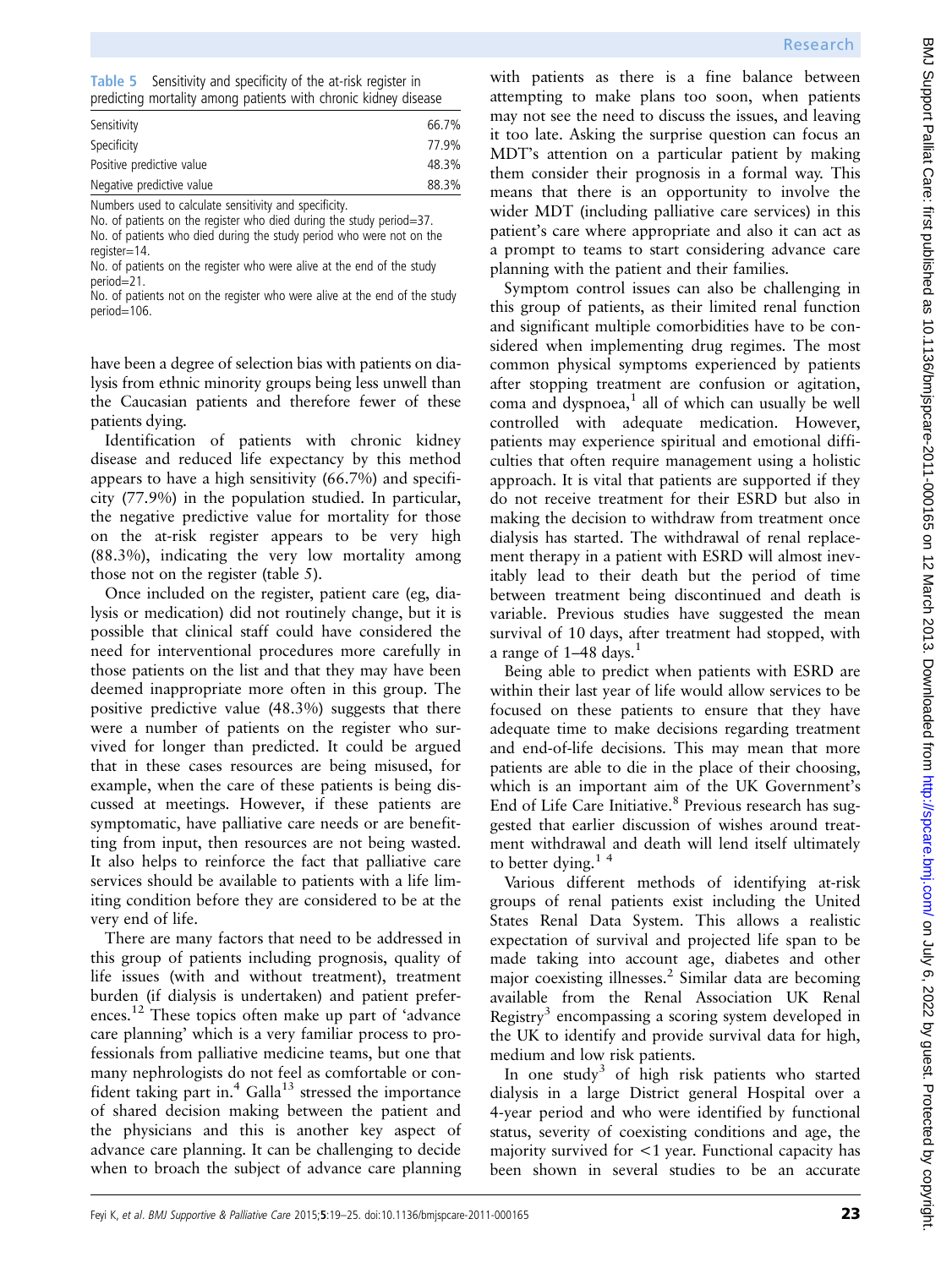Table 5 Sensitivity and specificity of the at-risk register in predicting mortality among patients with chronic kidney disease

| | |
|---|---|
| Sensitivity | 66.7% |
| Specificity | 77.9% |
| Positive predictive value | 48.3% |
| Negative predictive value | 88.3% |

Numbers used to calculate sensitivity and specificity.
No. of patients on the register who died during the study period=37.
No. of patients who died during the study period who were not on the register=14.
No. of patients on the register who were alive at the end of the study period=21.
No. of patients not on the register who were alive at the end of the study period=106.

have been a degree of selection bias with patients on dialysis from ethnic minority groups being less unwell than the Caucasian patients and therefore fewer of these patients dying.

Identification of patients with chronic kidney disease and reduced life expectancy by this method appears to have a high sensitivity (66.7%) and specificity (77.9%) in the population studied. In particular, the negative predictive value for mortality for those on the at-risk register appears to be very high (88.3%), indicating the very low mortality among those not on the register (table 5).

Once included on the register, patient care (eg, dialysis or medication) did not routinely change, but it is possible that clinical staff could have considered the need for interventional procedures more carefully in those patients on the list and that they may have been deemed inappropriate more often in this group. The positive predictive value (48.3%) suggests that there were a number of patients on the register who survived for longer than predicted. It could be argued that in these cases resources are being misused, for example, when the care of these patients is being discussed at meetings. However, if these patients are symptomatic, have palliative care needs or are benefitting from input, then resources are not being wasted. It also helps to reinforce the fact that palliative care services should be available to patients with a life limiting condition before they are considered to be at the very end of life.

There are many factors that need to be addressed in this group of patients including prognosis, quality of life issues (with and without treatment), treatment burden (if dialysis is undertaken) and patient preferences.[12] These topics often make up part of 'advance care planning' which is a very familiar process to professionals from palliative medicine teams, but one that many nephrologists do not feel as comfortable or confident taking part in.[4] Galla[13] stressed the importance of shared decision making between the patient and the physicians and this is another key aspect of advance care planning. It can be challenging to decide when to broach the subject of advance care planning with patients as there is a fine balance between attempting to make plans too soon, when patients may not see the need to discuss the issues, and leaving it too late. Asking the surprise question can focus an MDT's attention on a particular patient by making them consider their prognosis in a formal way. This means that there is an opportunity to involve the wider MDT (including palliative care services) in this patient's care where appropriate and also it can act as a prompt to teams to start considering advance care planning with the patient and their families.

Symptom control issues can also be challenging in this group of patients, as their limited renal function and significant multiple comorbidities have to be considered when implementing drug regimes. The most common physical symptoms experienced by patients after stopping treatment are confusion or agitation, coma and dyspnoea,[1] all of which can usually be well controlled with adequate medication. However, patients may experience spiritual and emotional difficulties that often require management using a holistic approach. It is vital that patients are supported if they do not receive treatment for their ESRD but also in making the decision to withdraw from treatment once dialysis has started. The withdrawal of renal replacement therapy in a patient with ESRD will almost inevitably lead to their death but the period of time between treatment being discontinued and death is variable. Previous studies have suggested the mean survival of 10 days, after treatment had stopped, with a range of 1–48 days.[1]

Being able to predict when patients with ESRD are within their last year of life would allow services to be focused on these patients to ensure that they have adequate time to make decisions regarding treatment and end-of-life decisions. This may mean that more patients are able to die in the place of their choosing, which is an important aim of the UK Government's End of Life Care Initiative.[8] Previous research has suggested that earlier discussion of wishes around treatment withdrawal and death will lend itself ultimately to better dying.[1 4]

Various different methods of identifying at-risk groups of renal patients exist including the United States Renal Data System. This allows a realistic expectation of survival and projected life span to be made taking into account age, diabetes and other major coexisting illnesses.[2] Similar data are becoming available from the Renal Association UK Renal Registry[3] encompassing a scoring system developed in the UK to identify and provide survival data for high, medium and low risk patients.

In one study[3] of high risk patients who started dialysis in a large District general Hospital over a 4-year period and who were identified by functional status, severity of coexisting conditions and age, the majority survived for <1 year. Functional capacity has been shown in several studies to be an accurate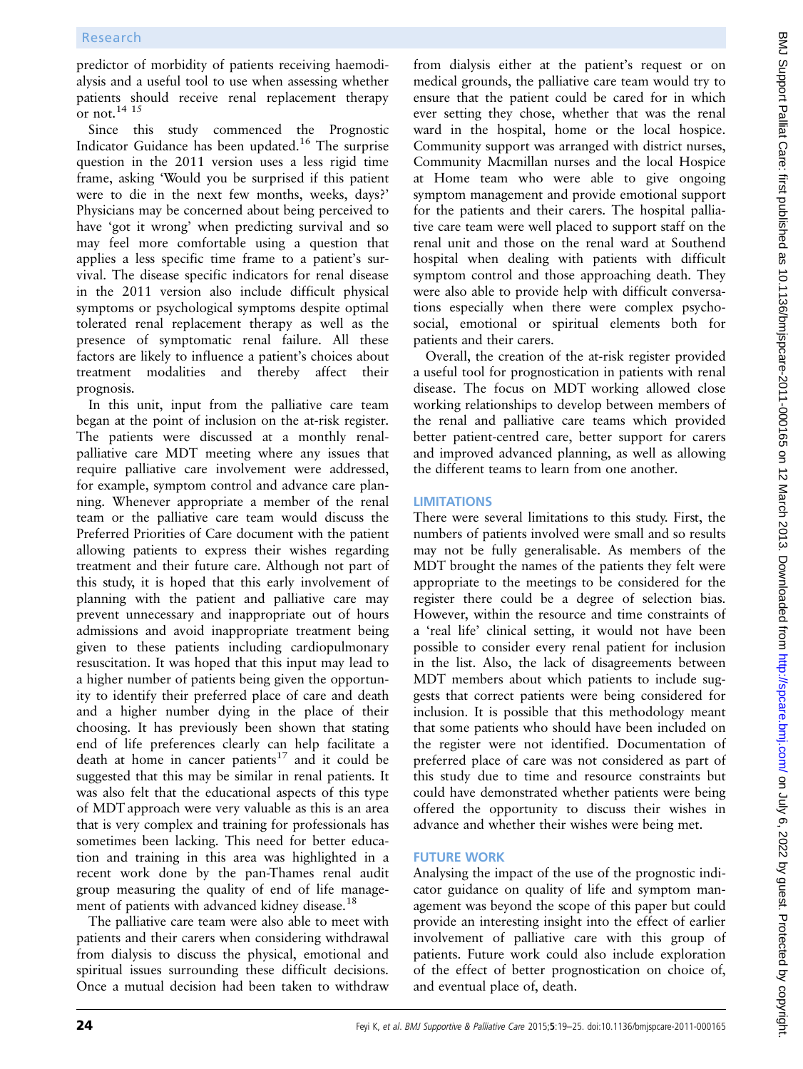predictor of morbidity of patients receiving haemodialysis and a useful tool to use when assessing whether patients should receive renal replacement therapy or not.[14 15]

Since this study commenced the Prognostic Indicator Guidance has been updated.[16] The surprise question in the 2011 version uses a less rigid time frame, asking 'Would you be surprised if this patient were to die in the next few months, weeks, days?' Physicians may be concerned about being perceived to have 'got it wrong' when predicting survival and so may feel more comfortable using a question that applies a less specific time frame to a patient's survival. The disease specific indicators for renal disease in the 2011 version also include difficult physical symptoms or psychological symptoms despite optimal tolerated renal replacement therapy as well as the presence of symptomatic renal failure. All these factors are likely to influence a patient's choices about treatment modalities and thereby affect their prognosis.

In this unit, input from the palliative care team began at the point of inclusion on the at-risk register. The patients were discussed at a monthly renal-palliative care MDT meeting where any issues that require palliative care involvement were addressed, for example, symptom control and advance care planning. Whenever appropriate a member of the renal team or the palliative care team would discuss the Preferred Priorities of Care document with the patient allowing patients to express their wishes regarding treatment and their future care. Although not part of this study, it is hoped that this early involvement of planning with the patient and palliative care may prevent unnecessary and inappropriate out of hours admissions and avoid inappropriate treatment being given to these patients including cardiopulmonary resuscitation. It was hoped that this input may lead to a higher number of patients being given the opportunity to identify their preferred place of care and death and a higher number dying in the place of their choosing. It has previously been shown that stating end of life preferences clearly can help facilitate a death at home in cancer patients[17] and it could be suggested that this may be similar in renal patients. It was also felt that the educational aspects of this type of MDT approach were very valuable as this is an area that is very complex and training for professionals has sometimes been lacking. This need for better education and training in this area was highlighted in a recent work done by the pan-Thames renal audit group measuring the quality of end of life management of patients with advanced kidney disease.[18]

The palliative care team were also able to meet with patients and their carers when considering withdrawal from dialysis to discuss the physical, emotional and spiritual issues surrounding these difficult decisions. Once a mutual decision had been taken to withdraw from dialysis either at the patient's request or on medical grounds, the palliative care team would try to ensure that the patient could be cared for in which ever setting they chose, whether that was the renal ward in the hospital, home or the local hospice. Community support was arranged with district nurses, Community Macmillan nurses and the local Hospice at Home team who were able to give ongoing symptom management and provide emotional support for the patients and their carers. The hospital palliative care team were well placed to support staff on the renal unit and those on the renal ward at Southend hospital when dealing with patients with difficult symptom control and those approaching death. They were also able to provide help with difficult conversations especially when there were complex psychosocial, emotional or spiritual elements both for patients and their carers.

Overall, the creation of the at-risk register provided a useful tool for prognostication in patients with renal disease. The focus on MDT working allowed close working relationships to develop between members of the renal and palliative care teams which provided better patient-centred care, better support for carers and improved advanced planning, as well as allowing the different teams to learn from one another.

## LIMITATIONS

There were several limitations to this study. First, the numbers of patients involved were small and so results may not be fully generalisable. As members of the MDT brought the names of the patients they felt were appropriate to the meetings to be considered for the register there could be a degree of selection bias. However, within the resource and time constraints of a 'real life' clinical setting, it would not have been possible to consider every renal patient for inclusion in the list. Also, the lack of disagreements between MDT members about which patients to include suggests that correct patients were being considered for inclusion. It is possible that this methodology meant that some patients who should have been included on the register were not identified. Documentation of preferred place of care was not considered as part of this study due to time and resource constraints but could have demonstrated whether patients were being offered the opportunity to discuss their wishes in advance and whether their wishes were being met.

## FUTURE WORK

Analysing the impact of the use of the prognostic indicator guidance on quality of life and symptom management was beyond the scope of this paper but could provide an interesting insight into the effect of earlier involvement of palliative care with this group of patients. Future work could also include exploration of the effect of better prognostication on choice of, and eventual place of, death.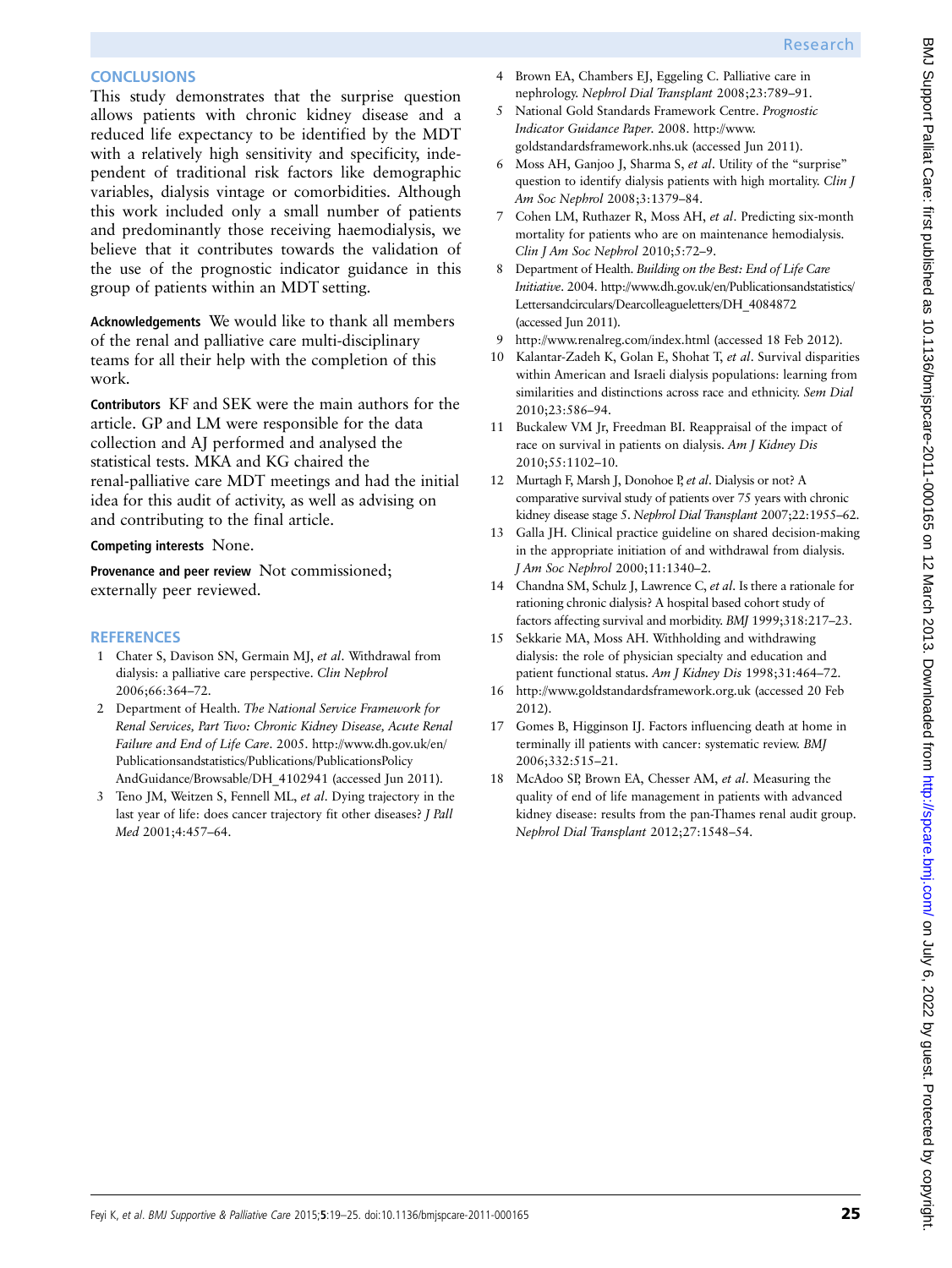## CONCLUSIONS

This study demonstrates that the surprise question allows patients with chronic kidney disease and a reduced life expectancy to be identified by the MDT with a relatively high sensitivity and specificity, independent of traditional risk factors like demographic variables, dialysis vintage or comorbidities. Although this work included only a small number of patients and predominantly those receiving haemodialysis, we believe that it contributes towards the validation of the use of the prognostic indicator guidance in this group of patients within an MDT setting.

**Acknowledgements** We would like to thank all members of the renal and palliative care multi-disciplinary teams for all their help with the completion of this work.

**Contributors** KF and SEK were the main authors for the article. GP and LM were responsible for the data collection and AJ performed and analysed the statistical tests. MKA and KG chaired the renal-palliative care MDT meetings and had the initial idea for this audit of activity, as well as advising on and contributing to the final article.

**Competing interests** None.

**Provenance and peer review** Not commissioned; externally peer reviewed.

## REFERENCES

1. Chater S, Davison SN, Germain MJ, *et al*. Withdrawal from dialysis: a palliative care perspective. *Clin Nephrol* 2006;66:364–72.
2. Department of Health. *The National Service Framework for Renal Services, Part Two: Chronic Kidney Disease, Acute Renal Failure and End of Life Care*. 2005. http://www.dh.gov.uk/en/Publicationsandstatistics/Publications/PublicationsPolicyAndGuidance/Browsable/DH_4102941 (accessed Jun 2011).
3. Teno JM, Weitzen S, Fennell ML, *et al*. Dying trajectory in the last year of life: does cancer trajectory fit other diseases? *J Pall Med* 2001;4:457–64.
4. Brown EA, Chambers EJ, Eggeling C. Palliative care in nephrology. *Nephrol Dial Transplant* 2008;23:789–91.
5. National Gold Standards Framework Centre. *Prognostic Indicator Guidance Paper*. 2008. http://www.goldstandardsframework.nhs.uk (accessed Jun 2011).
6. Moss AH, Ganjoo J, Sharma S, *et al*. Utility of the "surprise" question to identify dialysis patients with high mortality. *Clin J Am Soc Nephrol* 2008;3:1379–84.
7. Cohen LM, Ruthazer R, Moss AH, *et al*. Predicting six-month mortality for patients who are on maintenance hemodialysis. *Clin J Am Soc Nephrol* 2010;5:72–9.
8. Department of Health. *Building on the Best: End of Life Care Initiative*. 2004. http://www.dh.gov.uk/en/Publicationsandstatistics/Lettersandcirculars/Dearcolleagueletters/DH_4084872 (accessed Jun 2011).
9. http://www.renalreg.com/index.html (accessed 18 Feb 2012).
10. Kalantar-Zadeh K, Golan E, Shohat T, *et al*. Survival disparities within American and Israeli dialysis populations: learning from similarities and distinctions across race and ethnicity. *Sem Dial* 2010;23:586–94.
11. Buckalew VM Jr, Freedman BI. Reappraisal of the impact of race on survival in patients on dialysis. *Am J Kidney Dis* 2010;55:1102–10.
12. Murtagh F, Marsh J, Donohoe P, *et al*. Dialysis or not? A comparative survival study of patients over 75 years with chronic kidney disease stage 5. *Nephrol Dial Transplant* 2007;22:1955–62.
13. Galla JH. Clinical practice guideline on shared decision-making in the appropriate initiation of and withdrawal from dialysis. *J Am Soc Nephrol* 2000;11:1340–2.
14. Chandna SM, Schulz J, Lawrence C, *et al*. Is there a rationale for rationing chronic dialysis? A hospital based cohort study of factors affecting survival and morbidity. *BMJ* 1999;318:217–23.
15. Sekkarie MA, Moss AH. Withholding and withdrawing dialysis: the role of physician specialty and education and patient functional status. *Am J Kidney Dis* 1998;31:464–72.
16. http://www.goldstandardsframework.org.uk (accessed 20 Feb 2012).
17. Gomes B, Higginson IJ. Factors influencing death at home in terminally ill patients with cancer: systematic review. *BMJ* 2006;332:515–21.
18. McAdoo SP, Brown EA, Chesser AM, *et al*. Measuring the quality of end of life management in patients with advanced kidney disease: results from the pan-Thames renal audit group. *Nephrol Dial Transplant* 2012;27:1548–54.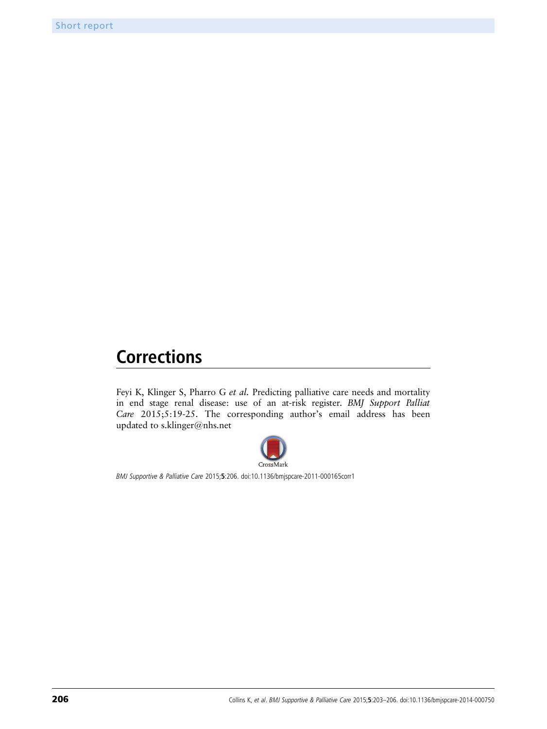# Corrections

Feyi K, Klinger S, Pharro G *et al*. Predicting palliative care needs and mortality in end stage renal disease: use of an at-risk register. *BMJ Support Palliat Care* 2015;5:19-25. The corresponding author's email address has been updated to s.klinger@nhs.net

*BMJ Supportive & Palliative Care* 2015;**5**:206. doi:10.1136/bmjspcare-2011-000165corr1